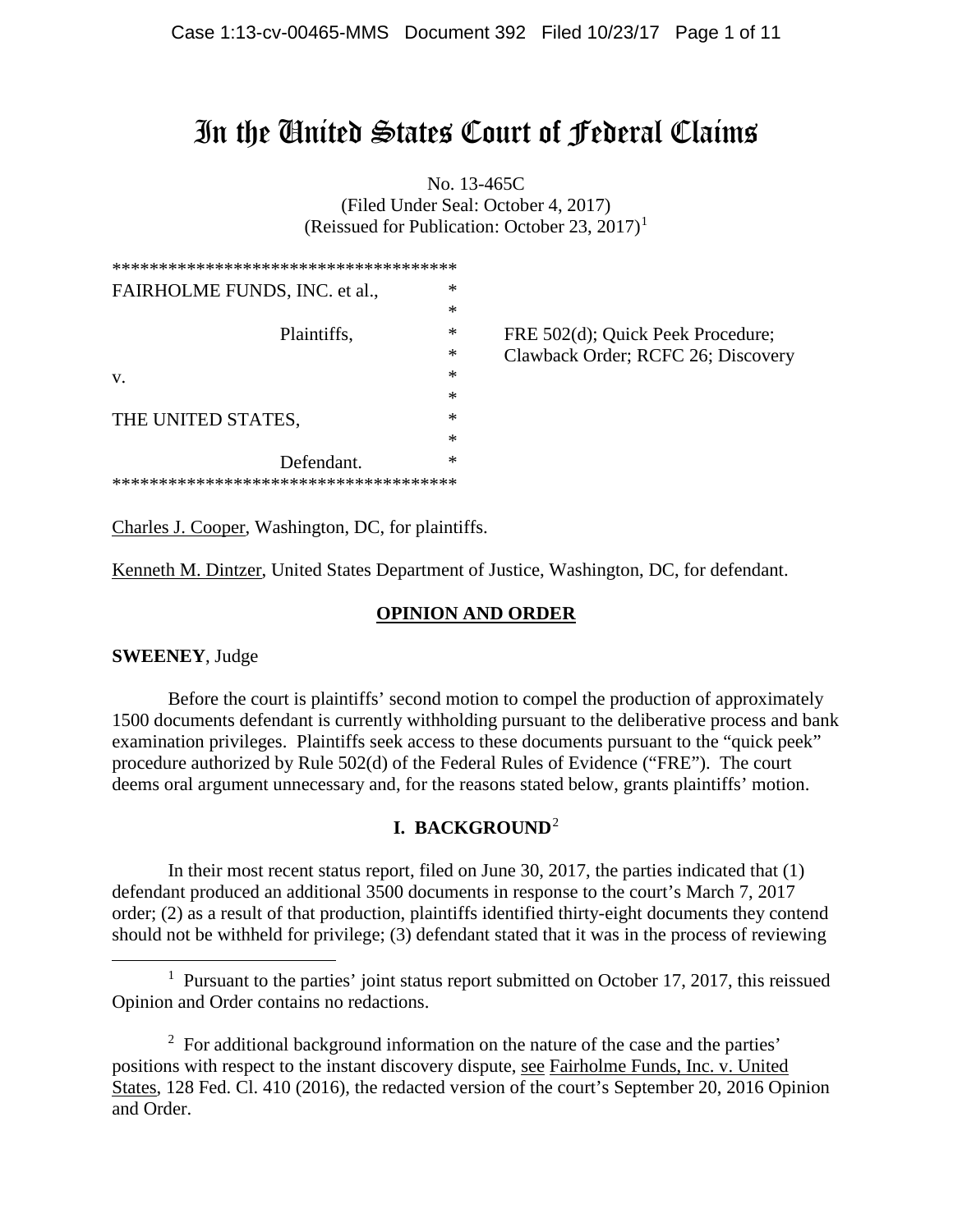# In the United States Court of Federal Claims

No. 13-465C
(Filed Under Seal: October 4, 2017)
(Reissued for Publication: October 23, 2017)[1]

```
*************************************
FAIRHOLME FUNDS, INC. et al.,       *
                                    *
              Plaintiffs,           *     FRE 502(d); Quick Peek Procedure;
                                    *     Clawback Order; RCFC 26; Discovery
v.                                  *
                                    *
THE UNITED STATES,                  *
                                    *
              Defendant.            *
*************************************
```

Charles J. Cooper, Washington, DC, for plaintiffs.

Kenneth M. Dintzer, United States Department of Justice, Washington, DC, for defendant.

## OPINION AND ORDER

**SWEENEY**, Judge

Before the court is plaintiffs' second motion to compel the production of approximately 1500 documents defendant is currently withholding pursuant to the deliberative process and bank examination privileges. Plaintiffs seek access to these documents pursuant to the "quick peek" procedure authorized by Rule 502(d) of the Federal Rules of Evidence ("FRE"). The court deems oral argument unnecessary and, for the reasons stated below, grants plaintiffs' motion.

## I. BACKGROUND[2]

In their most recent status report, filed on June 30, 2017, the parties indicated that (1) defendant produced an additional 3500 documents in response to the court's March 7, 2017 order; (2) as a result of that production, plaintiffs identified thirty-eight documents they contend should not be withheld for privilege; (3) defendant stated that it was in the process of reviewing

---

[1] Pursuant to the parties' joint status report submitted on October 17, 2017, this reissued Opinion and Order contains no redactions.

[2] For additional background information on the nature of the case and the parties' positions with respect to the instant discovery dispute, see Fairholme Funds, Inc. v. United States, 128 Fed. Cl. 410 (2016), the redacted version of the court's September 20, 2016 Opinion and Order.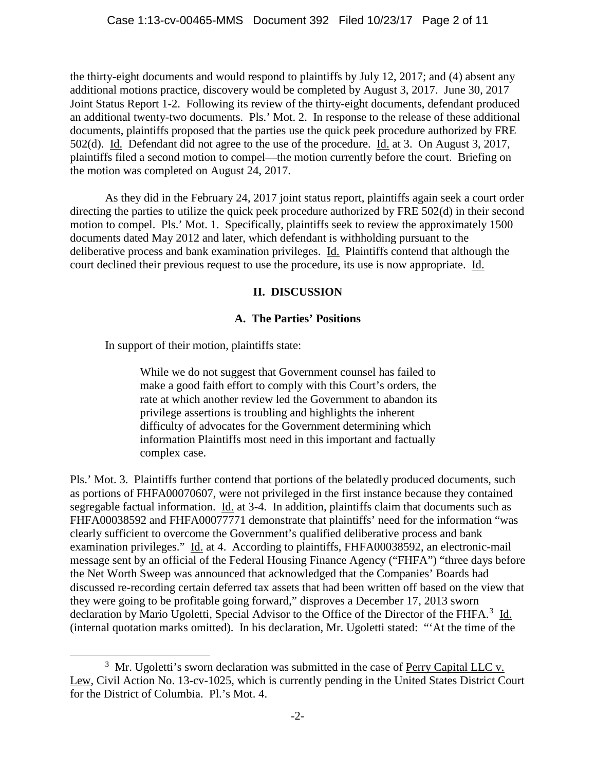the thirty-eight documents and would respond to plaintiffs by July 12, 2017; and (4) absent any additional motions practice, discovery would be completed by August 3, 2017. June 30, 2017 Joint Status Report 1-2. Following its review of the thirty-eight documents, defendant produced an additional twenty-two documents. Pls.' Mot. 2. In response to the release of these additional documents, plaintiffs proposed that the parties use the quick peek procedure authorized by FRE 502(d). Id. Defendant did not agree to the use of the procedure. Id. at 3. On August 3, 2017, plaintiffs filed a second motion to compel—the motion currently before the court. Briefing on the motion was completed on August 24, 2017.

As they did in the February 24, 2017 joint status report, plaintiffs again seek a court order directing the parties to utilize the quick peek procedure authorized by FRE 502(d) in their second motion to compel. Pls.' Mot. 1. Specifically, plaintiffs seek to review the approximately 1500 documents dated May 2012 and later, which defendant is withholding pursuant to the deliberative process and bank examination privileges. Id. Plaintiffs contend that although the court declined their previous request to use the procedure, its use is now appropriate. Id.

## II. DISCUSSION

### A. The Parties' Positions

In support of their motion, plaintiffs state:

> While we do not suggest that Government counsel has failed to make a good faith effort to comply with this Court's orders, the rate at which another review led the Government to abandon its privilege assertions is troubling and highlights the inherent difficulty of advocates for the Government determining which information Plaintiffs most need in this important and factually complex case.

Pls.' Mot. 3. Plaintiffs further contend that portions of the belatedly produced documents, such as portions of FHFA00070607, were not privileged in the first instance because they contained segregable factual information. Id. at 3-4. In addition, plaintiffs claim that documents such as FHFA00038592 and FHFA00077771 demonstrate that plaintiffs' need for the information "was clearly sufficient to overcome the Government's qualified deliberative process and bank examination privileges." Id. at 4. According to plaintiffs, FHFA00038592, an electronic-mail message sent by an official of the Federal Housing Finance Agency ("FHFA") "three days before the Net Worth Sweep was announced that acknowledged that the Companies' Boards had discussed re-recording certain deferred tax assets that had been written off based on the view that they were going to be profitable going forward," disproves a December 17, 2013 sworn declaration by Mario Ugoletti, Special Advisor to the Office of the Director of the FHFA.[3] Id. (internal quotation marks omitted). In his declaration, Mr. Ugoletti stated: "'At the time of the

[3] Mr. Ugoletti's sworn declaration was submitted in the case of Perry Capital LLC v. Lew, Civil Action No. 13-cv-1025, which is currently pending in the United States District Court for the District of Columbia. Pl.'s Mot. 4.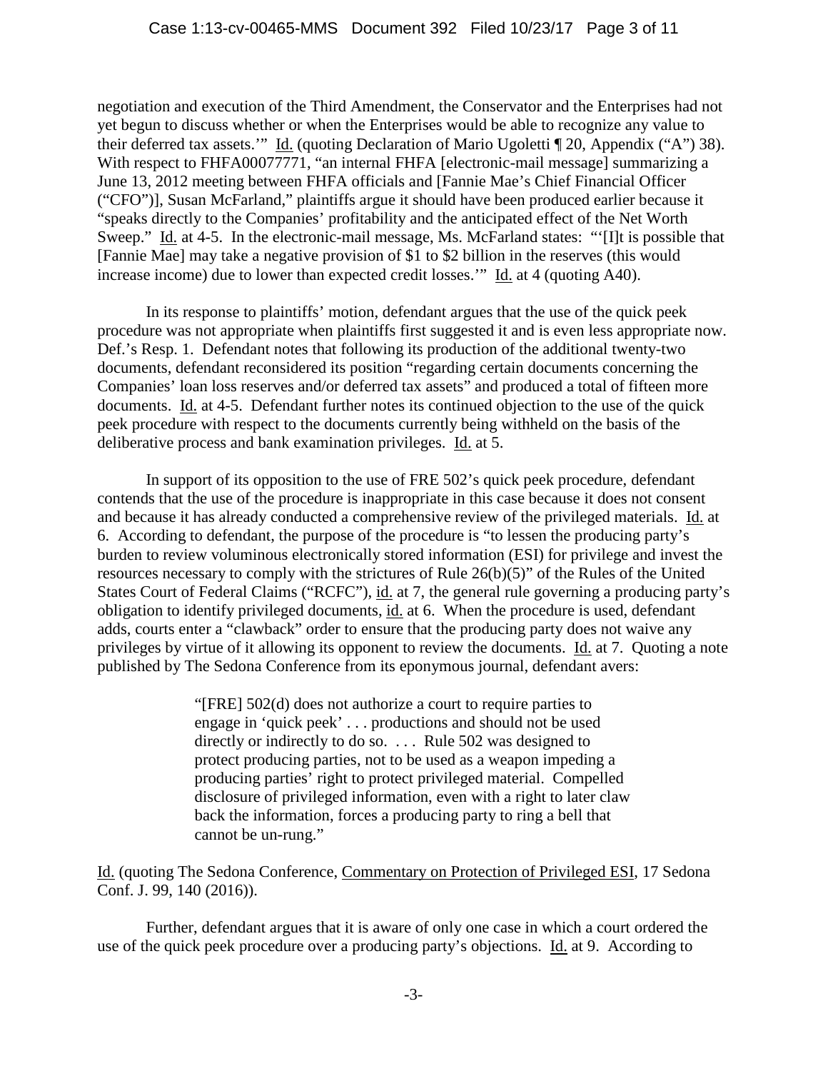negotiation and execution of the Third Amendment, the Conservator and the Enterprises had not yet begun to discuss whether or when the Enterprises would be able to recognize any value to their deferred tax assets.'" Id. (quoting Declaration of Mario Ugoletti ¶ 20, Appendix ("A") 38). With respect to FHFA00077771, "an internal FHFA [electronic-mail message] summarizing a June 13, 2012 meeting between FHFA officials and [Fannie Mae's Chief Financial Officer ("CFO")], Susan McFarland," plaintiffs argue it should have been produced earlier because it "speaks directly to the Companies' profitability and the anticipated effect of the Net Worth Sweep." Id. at 4-5. In the electronic-mail message, Ms. McFarland states: "'[I]t is possible that [Fannie Mae] may take a negative provision of $1 to $2 billion in the reserves (this would increase income) due to lower than expected credit losses.'" Id. at 4 (quoting A40).

In its response to plaintiffs' motion, defendant argues that the use of the quick peek procedure was not appropriate when plaintiffs first suggested it and is even less appropriate now. Def.'s Resp. 1. Defendant notes that following its production of the additional twenty-two documents, defendant reconsidered its position "regarding certain documents concerning the Companies' loan loss reserves and/or deferred tax assets" and produced a total of fifteen more documents. Id. at 4-5. Defendant further notes its continued objection to the use of the quick peek procedure with respect to the documents currently being withheld on the basis of the deliberative process and bank examination privileges. Id. at 5.

In support of its opposition to the use of FRE 502's quick peek procedure, defendant contends that the use of the procedure is inappropriate in this case because it does not consent and because it has already conducted a comprehensive review of the privileged materials. Id. at 6. According to defendant, the purpose of the procedure is "to lessen the producing party's burden to review voluminous electronically stored information (ESI) for privilege and invest the resources necessary to comply with the strictures of Rule 26(b)(5)" of the Rules of the United States Court of Federal Claims ("RCFC"), id. at 7, the general rule governing a producing party's obligation to identify privileged documents, id. at 6. When the procedure is used, defendant adds, courts enter a "clawback" order to ensure that the producing party does not waive any privileges by virtue of it allowing its opponent to review the documents. Id. at 7. Quoting a note published by The Sedona Conference from its eponymous journal, defendant avers:

> "[FRE] 502(d) does not authorize a court to require parties to engage in 'quick peek' . . . productions and should not be used directly or indirectly to do so. . . . Rule 502 was designed to protect producing parties, not to be used as a weapon impeding a producing parties' right to protect privileged material. Compelled disclosure of privileged information, even with a right to later claw back the information, forces a producing party to ring a bell that cannot be un-rung."

Id. (quoting The Sedona Conference, Commentary on Protection of Privileged ESI, 17 Sedona Conf. J. 99, 140 (2016)).

Further, defendant argues that it is aware of only one case in which a court ordered the use of the quick peek procedure over a producing party's objections. Id. at 9. According to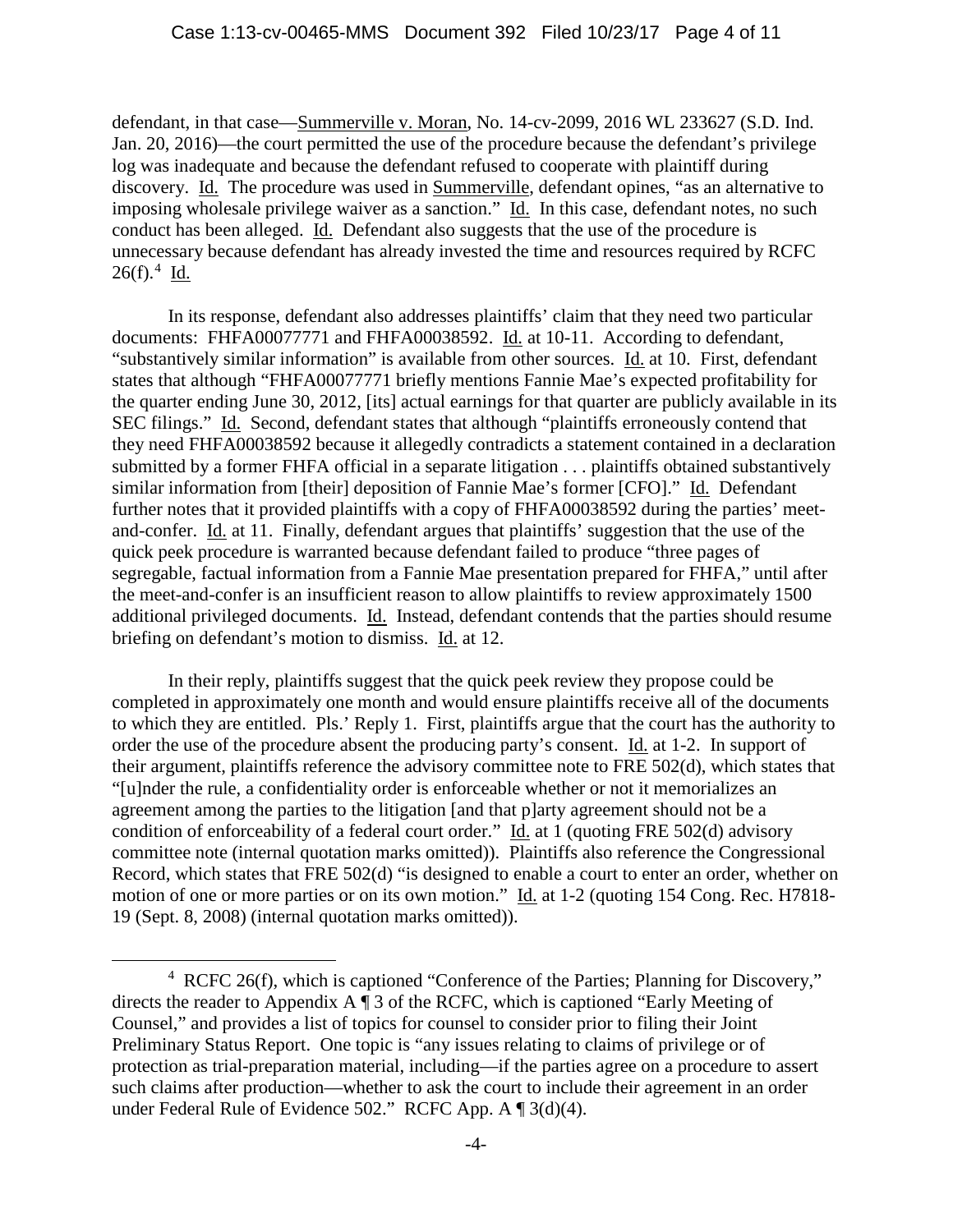defendant, in that case—Summerville v. Moran, No. 14-cv-2099, 2016 WL 233627 (S.D. Ind. Jan. 20, 2016)—the court permitted the use of the procedure because the defendant's privilege log was inadequate and because the defendant refused to cooperate with plaintiff during discovery. Id. The procedure was used in Summerville, defendant opines, "as an alternative to imposing wholesale privilege waiver as a sanction." Id. In this case, defendant notes, no such conduct has been alleged. Id. Defendant also suggests that the use of the procedure is unnecessary because defendant has already invested the time and resources required by RCFC 26(f).[4] Id.

In its response, defendant also addresses plaintiffs' claim that they need two particular documents: FHFA00077771 and FHFA00038592. Id. at 10-11. According to defendant, "substantively similar information" is available from other sources. Id. at 10. First, defendant states that although "FHFA00077771 briefly mentions Fannie Mae's expected profitability for the quarter ending June 30, 2012, [its] actual earnings for that quarter are publicly available in its SEC filings." Id. Second, defendant states that although "plaintiffs erroneously contend that they need FHFA00038592 because it allegedly contradicts a statement contained in a declaration submitted by a former FHFA official in a separate litigation . . . plaintiffs obtained substantively similar information from [their] deposition of Fannie Mae's former [CFO]." Id. Defendant further notes that it provided plaintiffs with a copy of FHFA00038592 during the parties' meet-and-confer. Id. at 11. Finally, defendant argues that plaintiffs' suggestion that the use of the quick peek procedure is warranted because defendant failed to produce "three pages of segregable, factual information from a Fannie Mae presentation prepared for FHFA," until after the meet-and-confer is an insufficient reason to allow plaintiffs to review approximately 1500 additional privileged documents. Id. Instead, defendant contends that the parties should resume briefing on defendant's motion to dismiss. Id. at 12.

In their reply, plaintiffs suggest that the quick peek review they propose could be completed in approximately one month and would ensure plaintiffs receive all of the documents to which they are entitled. Pls.' Reply 1. First, plaintiffs argue that the court has the authority to order the use of the procedure absent the producing party's consent. Id. at 1-2. In support of their argument, plaintiffs reference the advisory committee note to FRE 502(d), which states that "[u]nder the rule, a confidentiality order is enforceable whether or not it memorializes an agreement among the parties to the litigation [and that p]arty agreement should not be a condition of enforceability of a federal court order." Id. at 1 (quoting FRE 502(d) advisory committee note (internal quotation marks omitted)). Plaintiffs also reference the Congressional Record, which states that FRE 502(d) "is designed to enable a court to enter an order, whether on motion of one or more parties or on its own motion." Id. at 1-2 (quoting 154 Cong. Rec. H7818-19 (Sept. 8, 2008) (internal quotation marks omitted)).

---

[4] RCFC 26(f), which is captioned "Conference of the Parties; Planning for Discovery," directs the reader to Appendix A ¶ 3 of the RCFC, which is captioned "Early Meeting of Counsel," and provides a list of topics for counsel to consider prior to filing their Joint Preliminary Status Report. One topic is "any issues relating to claims of privilege or of protection as trial-preparation material, including—if the parties agree on a procedure to assert such claims after production—whether to ask the court to include their agreement in an order under Federal Rule of Evidence 502." RCFC App. A ¶ 3(d)(4).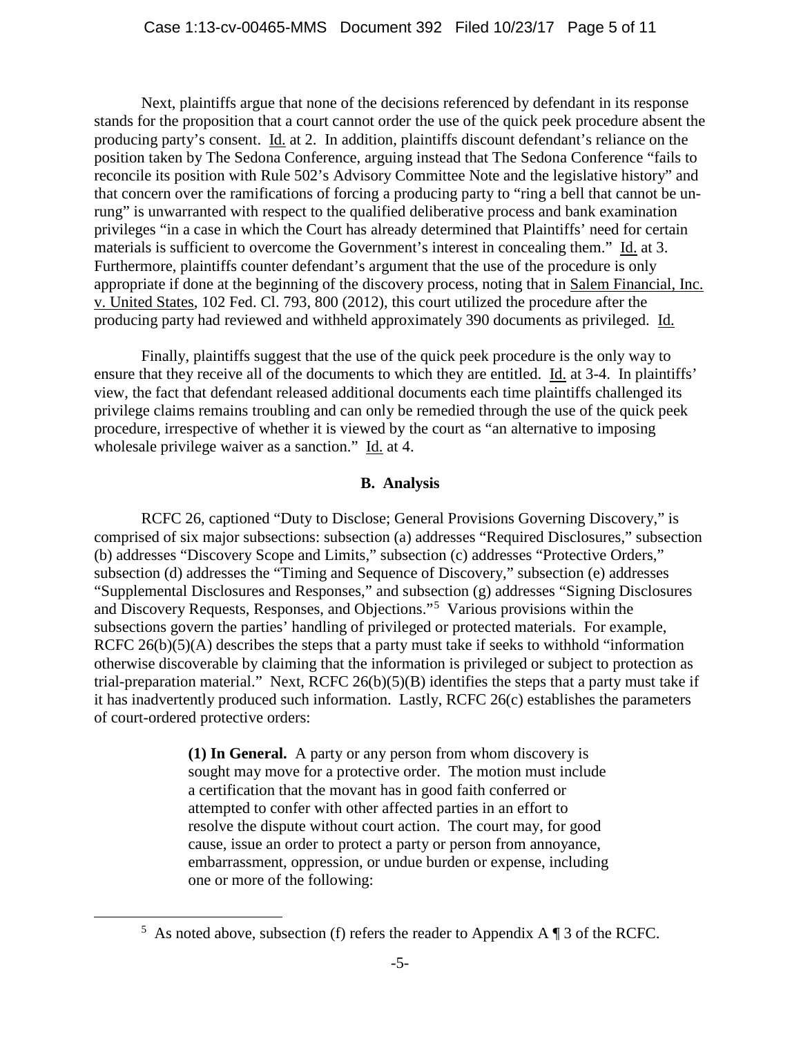Next, plaintiffs argue that none of the decisions referenced by defendant in its response stands for the proposition that a court cannot order the use of the quick peek procedure absent the producing party's consent. Id. at 2. In addition, plaintiffs discount defendant's reliance on the position taken by The Sedona Conference, arguing instead that The Sedona Conference "fails to reconcile its position with Rule 502's Advisory Committee Note and the legislative history" and that concern over the ramifications of forcing a producing party to "ring a bell that cannot be un-rung" is unwarranted with respect to the qualified deliberative process and bank examination privileges "in a case in which the Court has already determined that Plaintiffs' need for certain materials is sufficient to overcome the Government's interest in concealing them." Id. at 3. Furthermore, plaintiffs counter defendant's argument that the use of the procedure is only appropriate if done at the beginning of the discovery process, noting that in Salem Financial, Inc. v. United States, 102 Fed. Cl. 793, 800 (2012), this court utilized the procedure after the producing party had reviewed and withheld approximately 390 documents as privileged. Id.

Finally, plaintiffs suggest that the use of the quick peek procedure is the only way to ensure that they receive all of the documents to which they are entitled. Id. at 3-4. In plaintiffs' view, the fact that defendant released additional documents each time plaintiffs challenged its privilege claims remains troubling and can only be remedied through the use of the quick peek procedure, irrespective of whether it is viewed by the court as "an alternative to imposing wholesale privilege waiver as a sanction." Id. at 4.

## B. Analysis

RCFC 26, captioned "Duty to Disclose; General Provisions Governing Discovery," is comprised of six major subsections: subsection (a) addresses "Required Disclosures," subsection (b) addresses "Discovery Scope and Limits," subsection (c) addresses "Protective Orders," subsection (d) addresses the "Timing and Sequence of Discovery," subsection (e) addresses "Supplemental Disclosures and Responses," and subsection (g) addresses "Signing Disclosures and Discovery Requests, Responses, and Objections."[5] Various provisions within the subsections govern the parties' handling of privileged or protected materials. For example, RCFC 26(b)(5)(A) describes the steps that a party must take if seeks to withhold "information otherwise discoverable by claiming that the information is privileged or subject to protection as trial-preparation material." Next, RCFC 26(b)(5)(B) identifies the steps that a party must take if it has inadvertently produced such information. Lastly, RCFC 26(c) establishes the parameters of court-ordered protective orders:

> **(1) In General.** A party or any person from whom discovery is sought may move for a protective order. The motion must include a certification that the movant has in good faith conferred or attempted to confer with other affected parties in an effort to resolve the dispute without court action. The court may, for good cause, issue an order to protect a party or person from annoyance, embarrassment, oppression, or undue burden or expense, including one or more of the following:

[5] As noted above, subsection (f) refers the reader to Appendix A ¶ 3 of the RCFC.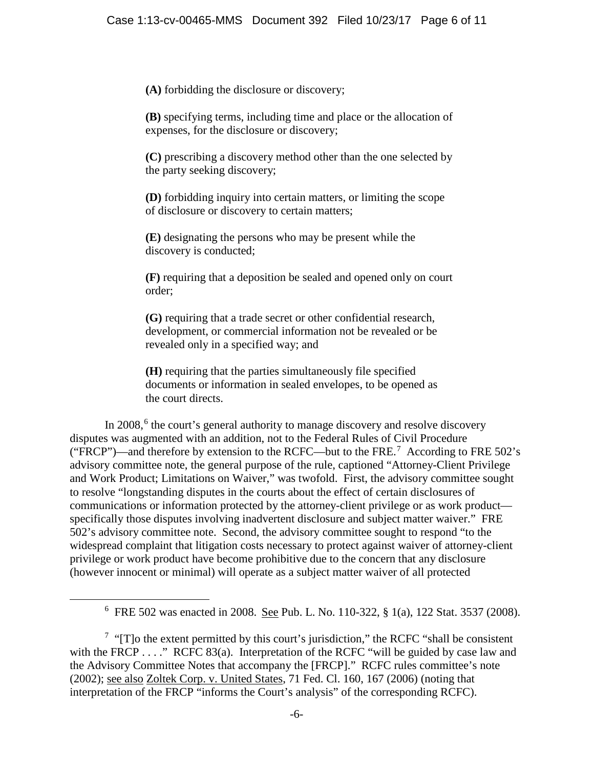**(A)** forbidding the disclosure or discovery;

**(B)** specifying terms, including time and place or the allocation of expenses, for the disclosure or discovery;

**(C)** prescribing a discovery method other than the one selected by the party seeking discovery;

**(D)** forbidding inquiry into certain matters, or limiting the scope of disclosure or discovery to certain matters;

**(E)** designating the persons who may be present while the discovery is conducted;

**(F)** requiring that a deposition be sealed and opened only on court order;

**(G)** requiring that a trade secret or other confidential research, development, or commercial information not be revealed or be revealed only in a specified way; and

**(H)** requiring that the parties simultaneously file specified documents or information in sealed envelopes, to be opened as the court directs.

In 2008,[6] the court's general authority to manage discovery and resolve discovery disputes was augmented with an addition, not to the Federal Rules of Civil Procedure ("FRCP")—and therefore by extension to the RCFC—but to the FRE.[7] According to FRE 502's advisory committee note, the general purpose of the rule, captioned "Attorney-Client Privilege and Work Product; Limitations on Waiver," was twofold. First, the advisory committee sought to resolve "longstanding disputes in the courts about the effect of certain disclosures of communications or information protected by the attorney-client privilege or as work product—specifically those disputes involving inadvertent disclosure and subject matter waiver." FRE 502's advisory committee note. Second, the advisory committee sought to respond "to the widespread complaint that litigation costs necessary to protect against waiver of attorney-client privilege or work product have become prohibitive due to the concern that any disclosure (however innocent or minimal) will operate as a subject matter waiver of all protected

---

[6] FRE 502 was enacted in 2008. See Pub. L. No. 110-322, § 1(a), 122 Stat. 3537 (2008).

[7] "[T]o the extent permitted by this court's jurisdiction," the RCFC "shall be consistent with the FRCP . . . ." RCFC 83(a). Interpretation of the RCFC "will be guided by case law and the Advisory Committee Notes that accompany the [FRCP]." RCFC rules committee's note (2002); see also Zoltek Corp. v. United States, 71 Fed. Cl. 160, 167 (2006) (noting that interpretation of the FRCP "informs the Court's analysis" of the corresponding RCFC).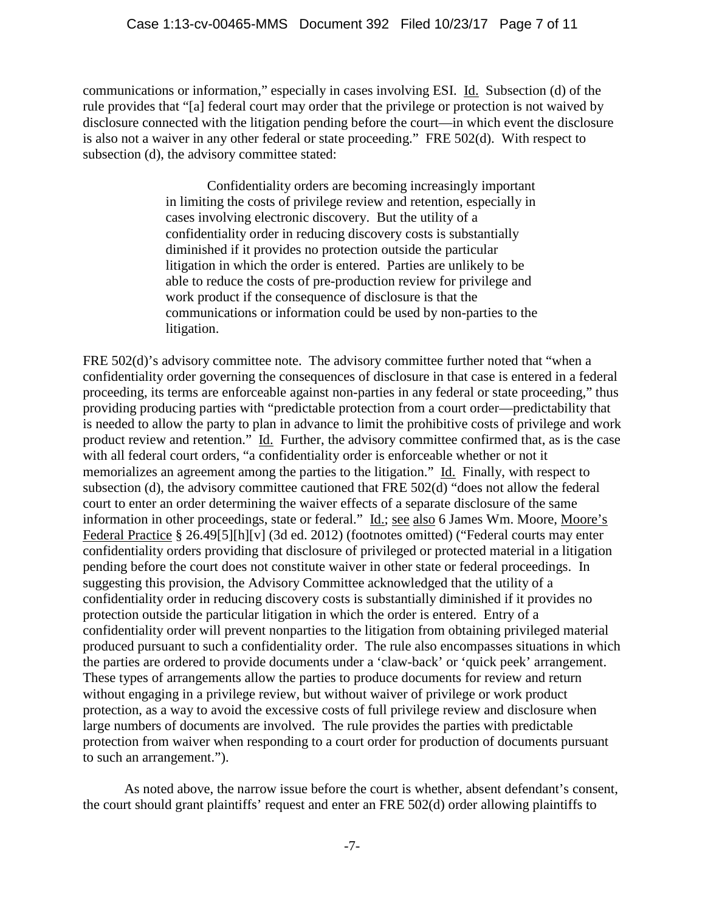communications or information," especially in cases involving ESI. Id. Subsection (d) of the rule provides that "[a] federal court may order that the privilege or protection is not waived by disclosure connected with the litigation pending before the court—in which event the disclosure is also not a waiver in any other federal or state proceeding." FRE 502(d). With respect to subsection (d), the advisory committee stated:

> Confidentiality orders are becoming increasingly important in limiting the costs of privilege review and retention, especially in cases involving electronic discovery. But the utility of a confidentiality order in reducing discovery costs is substantially diminished if it provides no protection outside the particular litigation in which the order is entered. Parties are unlikely to be able to reduce the costs of pre-production review for privilege and work product if the consequence of disclosure is that the communications or information could be used by non-parties to the litigation.

FRE 502(d)'s advisory committee note. The advisory committee further noted that "when a confidentiality order governing the consequences of disclosure in that case is entered in a federal proceeding, its terms are enforceable against non-parties in any federal or state proceeding," thus providing producing parties with "predictable protection from a court order—predictability that is needed to allow the party to plan in advance to limit the prohibitive costs of privilege and work product review and retention." Id. Further, the advisory committee confirmed that, as is the case with all federal court orders, "a confidentiality order is enforceable whether or not it memorializes an agreement among the parties to the litigation." Id. Finally, with respect to subsection (d), the advisory committee cautioned that FRE 502(d) "does not allow the federal court to enter an order determining the waiver effects of a separate disclosure of the same information in other proceedings, state or federal." Id.; see also 6 James Wm. Moore, Moore's Federal Practice § 26.49[5][h][v] (3d ed. 2012) (footnotes omitted) ("Federal courts may enter confidentiality orders providing that disclosure of privileged or protected material in a litigation pending before the court does not constitute waiver in other state or federal proceedings. In suggesting this provision, the Advisory Committee acknowledged that the utility of a confidentiality order in reducing discovery costs is substantially diminished if it provides no protection outside the particular litigation in which the order is entered. Entry of a confidentiality order will prevent nonparties to the litigation from obtaining privileged material produced pursuant to such a confidentiality order. The rule also encompasses situations in which the parties are ordered to provide documents under a 'claw-back' or 'quick peek' arrangement. These types of arrangements allow the parties to produce documents for review and return without engaging in a privilege review, but without waiver of privilege or work product protection, as a way to avoid the excessive costs of full privilege review and disclosure when large numbers of documents are involved. The rule provides the parties with predictable protection from waiver when responding to a court order for production of documents pursuant to such an arrangement.").

As noted above, the narrow issue before the court is whether, absent defendant's consent, the court should grant plaintiffs' request and enter an FRE 502(d) order allowing plaintiffs to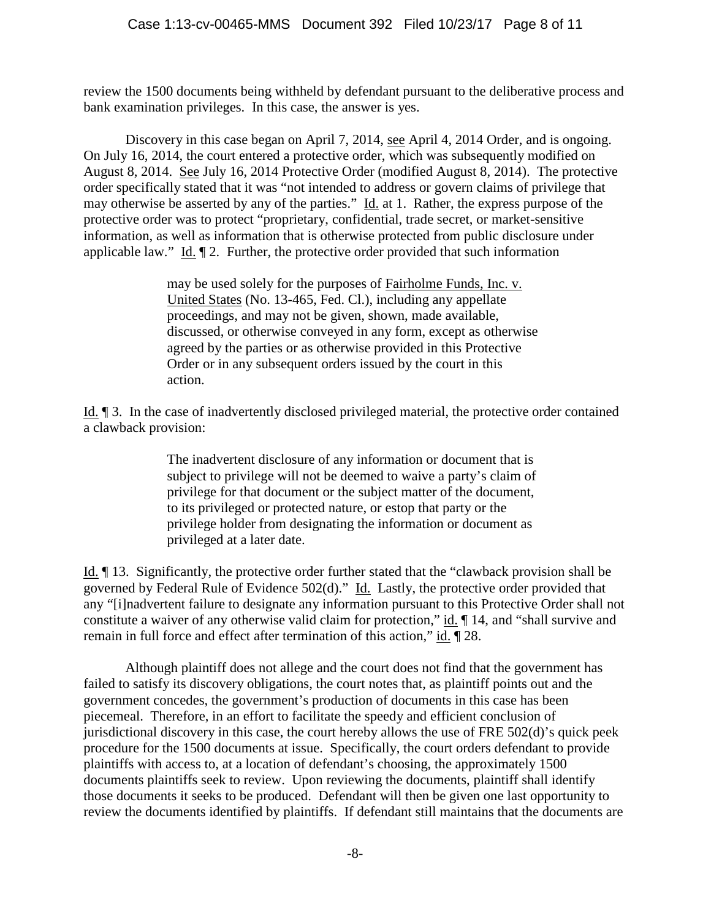review the 1500 documents being withheld by defendant pursuant to the deliberative process and bank examination privileges. In this case, the answer is yes.

Discovery in this case began on April 7, 2014, see April 4, 2014 Order, and is ongoing. On July 16, 2014, the court entered a protective order, which was subsequently modified on August 8, 2014. See July 16, 2014 Protective Order (modified August 8, 2014). The protective order specifically stated that it was "not intended to address or govern claims of privilege that may otherwise be asserted by any of the parties." Id. at 1. Rather, the express purpose of the protective order was to protect "proprietary, confidential, trade secret, or market-sensitive information, as well as information that is otherwise protected from public disclosure under applicable law." Id. ¶ 2. Further, the protective order provided that such information

> may be used solely for the purposes of Fairholme Funds, Inc. v. United States (No. 13-465, Fed. Cl.), including any appellate proceedings, and may not be given, shown, made available, discussed, or otherwise conveyed in any form, except as otherwise agreed by the parties or as otherwise provided in this Protective Order or in any subsequent orders issued by the court in this action.

Id. ¶ 3. In the case of inadvertently disclosed privileged material, the protective order contained a clawback provision:

> The inadvertent disclosure of any information or document that is subject to privilege will not be deemed to waive a party's claim of privilege for that document or the subject matter of the document, to its privileged or protected nature, or estop that party or the privilege holder from designating the information or document as privileged at a later date.

Id. ¶ 13. Significantly, the protective order further stated that the "clawback provision shall be governed by Federal Rule of Evidence 502(d)." Id. Lastly, the protective order provided that any "[i]nadvertent failure to designate any information pursuant to this Protective Order shall not constitute a waiver of any otherwise valid claim for protection," id. ¶ 14, and "shall survive and remain in full force and effect after termination of this action," id. ¶ 28.

Although plaintiff does not allege and the court does not find that the government has failed to satisfy its discovery obligations, the court notes that, as plaintiff points out and the government concedes, the government's production of documents in this case has been piecemeal. Therefore, in an effort to facilitate the speedy and efficient conclusion of jurisdictional discovery in this case, the court hereby allows the use of FRE 502(d)'s quick peek procedure for the 1500 documents at issue. Specifically, the court orders defendant to provide plaintiffs with access to, at a location of defendant's choosing, the approximately 1500 documents plaintiffs seek to review. Upon reviewing the documents, plaintiff shall identify those documents it seeks to be produced. Defendant will then be given one last opportunity to review the documents identified by plaintiffs. If defendant still maintains that the documents are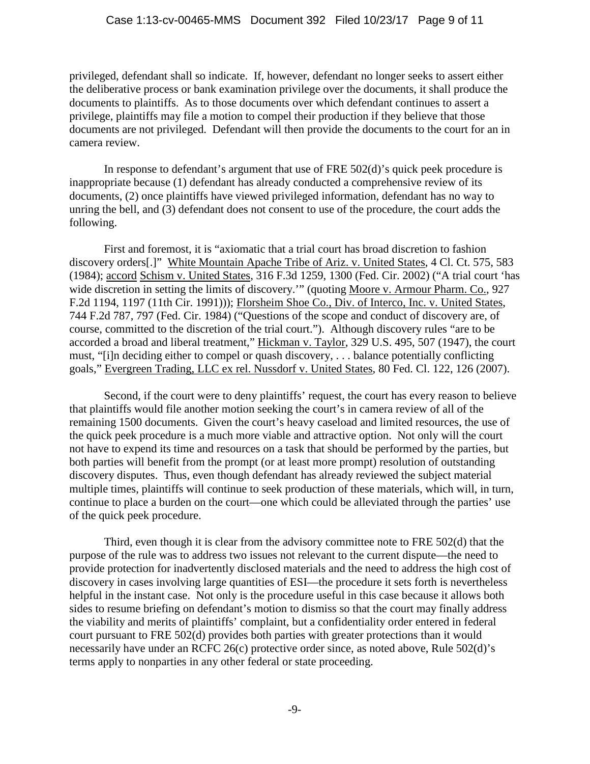privileged, defendant shall so indicate. If, however, defendant no longer seeks to assert either the deliberative process or bank examination privilege over the documents, it shall produce the documents to plaintiffs. As to those documents over which defendant continues to assert a privilege, plaintiffs may file a motion to compel their production if they believe that those documents are not privileged. Defendant will then provide the documents to the court for an in camera review.

In response to defendant's argument that use of FRE 502(d)'s quick peek procedure is inappropriate because (1) defendant has already conducted a comprehensive review of its documents, (2) once plaintiffs have viewed privileged information, defendant has no way to unring the bell, and (3) defendant does not consent to use of the procedure, the court adds the following.

First and foremost, it is "axiomatic that a trial court has broad discretion to fashion discovery orders[.]" White Mountain Apache Tribe of Ariz. v. United States, 4 Cl. Ct. 575, 583 (1984); accord Schism v. United States, 316 F.3d 1259, 1300 (Fed. Cir. 2002) ("A trial court 'has wide discretion in setting the limits of discovery.'" (quoting Moore v. Armour Pharm. Co., 927 F.2d 1194, 1197 (11th Cir. 1991))); Florsheim Shoe Co., Div. of Interco, Inc. v. United States, 744 F.2d 787, 797 (Fed. Cir. 1984) ("Questions of the scope and conduct of discovery are, of course, committed to the discretion of the trial court."). Although discovery rules "are to be accorded a broad and liberal treatment," Hickman v. Taylor, 329 U.S. 495, 507 (1947), the court must, "[i]n deciding either to compel or quash discovery, . . . balance potentially conflicting goals," Evergreen Trading, LLC ex rel. Nussdorf v. United States, 80 Fed. Cl. 122, 126 (2007).

Second, if the court were to deny plaintiffs' request, the court has every reason to believe that plaintiffs would file another motion seeking the court's in camera review of all of the remaining 1500 documents. Given the court's heavy caseload and limited resources, the use of the quick peek procedure is a much more viable and attractive option. Not only will the court not have to expend its time and resources on a task that should be performed by the parties, but both parties will benefit from the prompt (or at least more prompt) resolution of outstanding discovery disputes. Thus, even though defendant has already reviewed the subject material multiple times, plaintiffs will continue to seek production of these materials, which will, in turn, continue to place a burden on the court—one which could be alleviated through the parties' use of the quick peek procedure.

Third, even though it is clear from the advisory committee note to FRE 502(d) that the purpose of the rule was to address two issues not relevant to the current dispute—the need to provide protection for inadvertently disclosed materials and the need to address the high cost of discovery in cases involving large quantities of ESI—the procedure it sets forth is nevertheless helpful in the instant case. Not only is the procedure useful in this case because it allows both sides to resume briefing on defendant's motion to dismiss so that the court may finally address the viability and merits of plaintiffs' complaint, but a confidentiality order entered in federal court pursuant to FRE 502(d) provides both parties with greater protections than it would necessarily have under an RCFC 26(c) protective order since, as noted above, Rule 502(d)'s terms apply to nonparties in any other federal or state proceeding.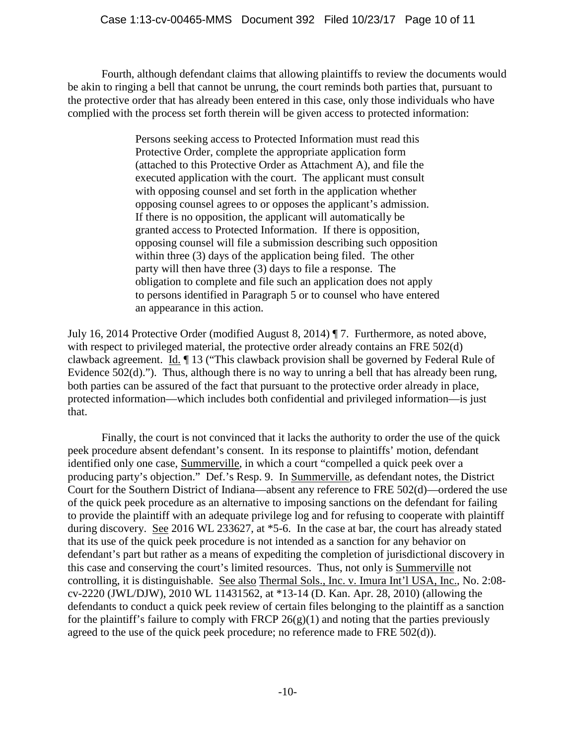Fourth, although defendant claims that allowing plaintiffs to review the documents would be akin to ringing a bell that cannot be unrung, the court reminds both parties that, pursuant to the protective order that has already been entered in this case, only those individuals who have complied with the process set forth therein will be given access to protected information:

> Persons seeking access to Protected Information must read this Protective Order, complete the appropriate application form (attached to this Protective Order as Attachment A), and file the executed application with the court. The applicant must consult with opposing counsel and set forth in the application whether opposing counsel agrees to or opposes the applicant's admission. If there is no opposition, the applicant will automatically be granted access to Protected Information. If there is opposition, opposing counsel will file a submission describing such opposition within three (3) days of the application being filed. The other party will then have three (3) days to file a response. The obligation to complete and file such an application does not apply to persons identified in Paragraph 5 or to counsel who have entered an appearance in this action.

July 16, 2014 Protective Order (modified August 8, 2014) ¶ 7. Furthermore, as noted above, with respect to privileged material, the protective order already contains an FRE 502(d) clawback agreement. Id. ¶ 13 ("This clawback provision shall be governed by Federal Rule of Evidence 502(d)."). Thus, although there is no way to unring a bell that has already been rung, both parties can be assured of the fact that pursuant to the protective order already in place, protected information—which includes both confidential and privileged information—is just that.

Finally, the court is not convinced that it lacks the authority to order the use of the quick peek procedure absent defendant's consent. In its response to plaintiffs' motion, defendant identified only one case, Summerville, in which a court "compelled a quick peek over a producing party's objection." Def.'s Resp. 9. In Summerville, as defendant notes, the District Court for the Southern District of Indiana—absent any reference to FRE 502(d)—ordered the use of the quick peek procedure as an alternative to imposing sanctions on the defendant for failing to provide the plaintiff with an adequate privilege log and for refusing to cooperate with plaintiff during discovery. See 2016 WL 233627, at *5-6. In the case at bar, the court has already stated that its use of the quick peek procedure is not intended as a sanction for any behavior on defendant's part but rather as a means of expediting the completion of jurisdictional discovery in this case and conserving the court's limited resources. Thus, not only is Summerville not controlling, it is distinguishable. See also Thermal Sols., Inc. v. Imura Int'l USA, Inc., No. 2:08-cv-2220 (JWL/DJW), 2010 WL 11431562, at *13-14 (D. Kan. Apr. 28, 2010) (allowing the defendants to conduct a quick peek review of certain files belonging to the plaintiff as a sanction for the plaintiff's failure to comply with FRCP 26(g)(1) and noting that the parties previously agreed to the use of the quick peek procedure; no reference made to FRE 502(d)).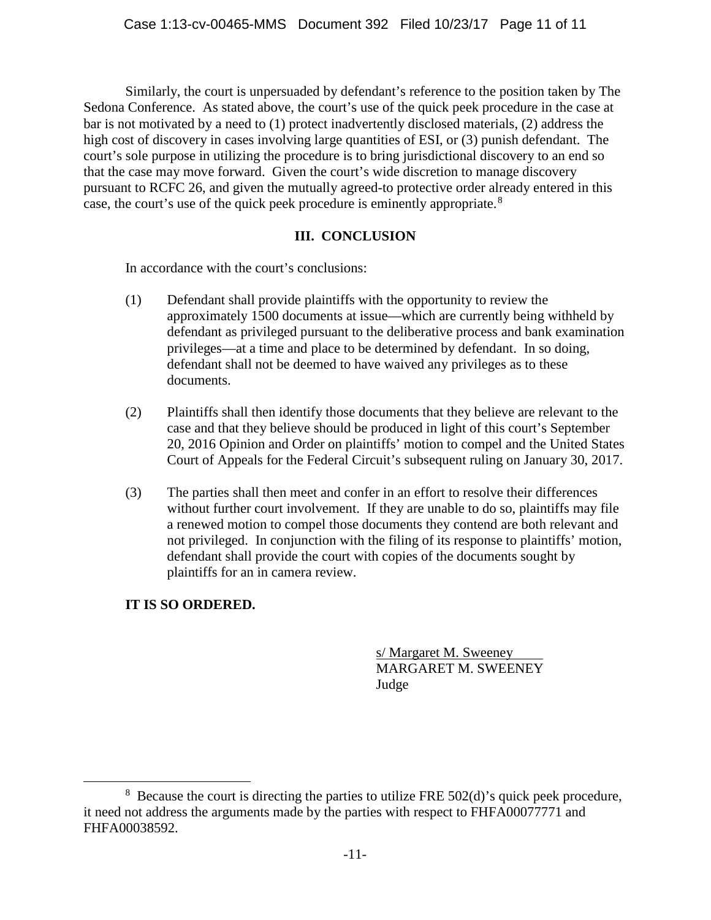Similarly, the court is unpersuaded by defendant's reference to the position taken by The Sedona Conference. As stated above, the court's use of the quick peek procedure in the case at bar is not motivated by a need to (1) protect inadvertently disclosed materials, (2) address the high cost of discovery in cases involving large quantities of ESI, or (3) punish defendant. The court's sole purpose in utilizing the procedure is to bring jurisdictional discovery to an end so that the case may move forward. Given the court's wide discretion to manage discovery pursuant to RCFC 26, and given the mutually agreed-to protective order already entered in this case, the court's use of the quick peek procedure is eminently appropriate.[8]

## III. CONCLUSION

In accordance with the court's conclusions:

(1) Defendant shall provide plaintiffs with the opportunity to review the approximately 1500 documents at issue—which are currently being withheld by defendant as privileged pursuant to the deliberative process and bank examination privileges—at a time and place to be determined by defendant. In so doing, defendant shall not be deemed to have waived any privileges as to these documents.

(2) Plaintiffs shall then identify those documents that they believe are relevant to the case and that they believe should be produced in light of this court's September 20, 2016 Opinion and Order on plaintiffs' motion to compel and the United States Court of Appeals for the Federal Circuit's subsequent ruling on January 30, 2017.

(3) The parties shall then meet and confer in an effort to resolve their differences without further court involvement. If they are unable to do so, plaintiffs may file a renewed motion to compel those documents they contend are both relevant and not privileged. In conjunction with the filing of its response to plaintiffs' motion, defendant shall provide the court with copies of the documents sought by plaintiffs for an in camera review.

**IT IS SO ORDERED.**

s/ Margaret M. Sweeney
MARGARET M. SWEENEY
Judge

---

[8] Because the court is directing the parties to utilize FRE 502(d)'s quick peek procedure, it need not address the arguments made by the parties with respect to FHFA00077771 and FHFA00038592.